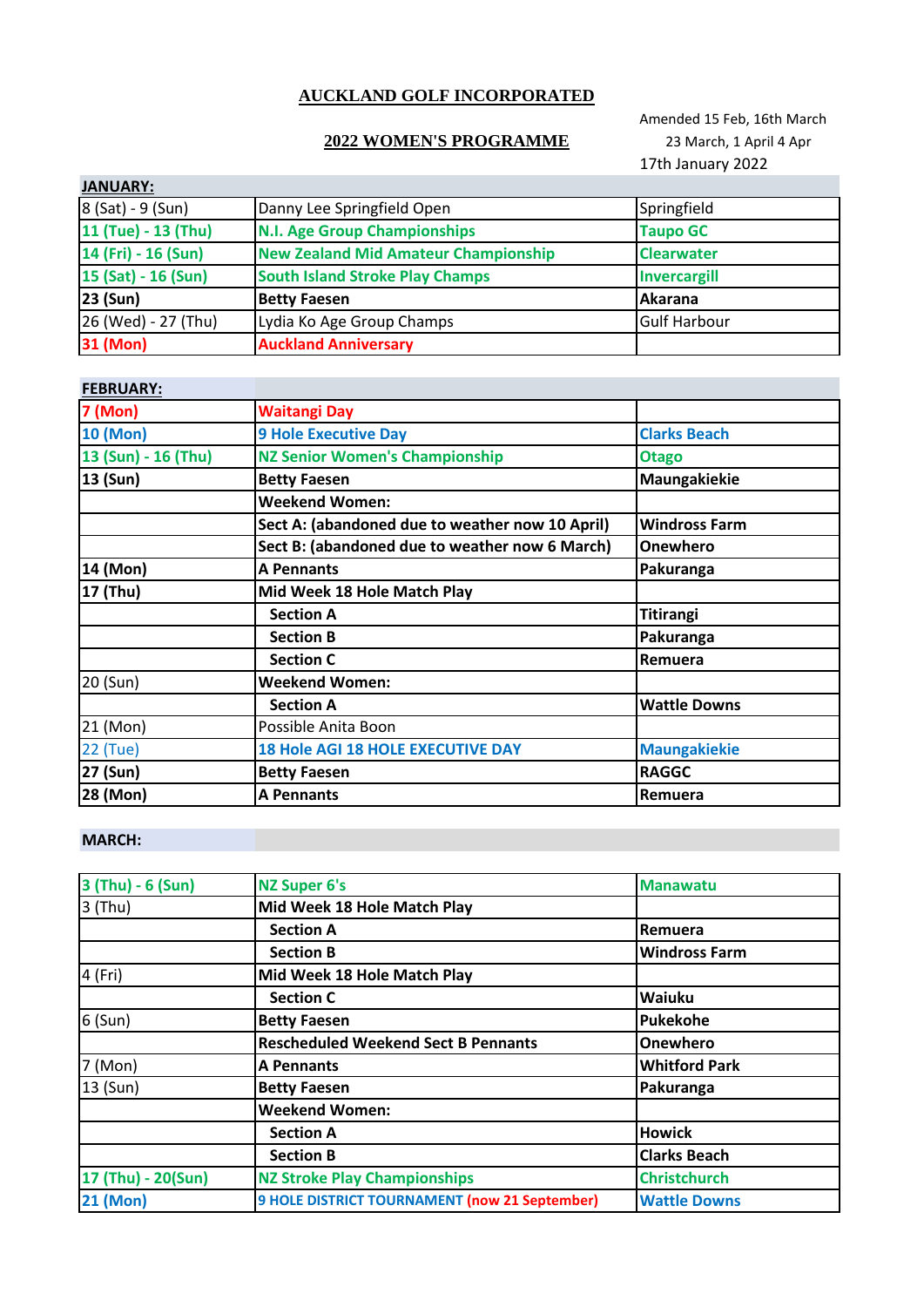# AUCKLAND GOLF INCORPORATED

## 2022 WOMEN'S PROGRAMME

Amended 15 Feb, 16th March 23 March, 1 April 4 Apr
17th January 2022

| JANUARY: | | |
|---|---|---|
| 8 (Sat) - 9 (Sun) | Danny Lee Springfield Open | Springfield |
| 11 (Tue) - 13 (Thu) | N.I. Age Group Championships | Taupo GC |
| 14 (Fri) - 16 (Sun) | New Zealand Mid Amateur Championship | Clearwater |
| 15 (Sat) - 16 (Sun) | South Island Stroke Play Champs | Invercargill |
| **23 (Sun)** | **Betty Faesen** | **Akarana** |
| 26 (Wed) - 27 (Thu) | Lydia Ko Age Group Champs | Gulf Harbour |
| 31 (Mon) | Auckland Anniversary | |

| FEBRUARY: | | |
|---|---|---|
| 7 (Mon) | Waitangi Day | |
| 10 (Mon) | 9 Hole Executive Day | Clarks Beach |
| 13 (Sun) - 16 (Thu) | NZ Senior Women's Championship | Otago |
| **13 (Sun)** | **Betty Faesen** | **Maungakiekie** |
| | **Weekend Women:** | |
| | **Sect A: (abandoned due to weather now 10 April)** | **Windross Farm** |
| | **Sect B: (abandoned due to weather now 6 March)** | **Onewhero** |
| **14 (Mon)** | **A Pennants** | **Pakuranga** |
| **17 (Thu)** | **Mid Week 18 Hole Match Play** | |
| | **Section A** | **Titirangi** |
| | **Section B** | **Pakuranga** |
| | **Section C** | **Remuera** |
| 20 (Sun) | **Weekend Women:** | |
| | **Section A** | **Wattle Downs** |
| 21 (Mon) | Possible Anita Boon | |
| 22 (Tue) | 18 Hole AGI 18 HOLE EXECUTIVE DAY | Maungakiekie |
| **27 (Sun)** | **Betty Faesen** | **RAGGC** |
| **28 (Mon)** | **A Pennants** | **Remuera** |

| MARCH: | | |
|---|---|---|
| 3 (Thu) - 6 (Sun) | NZ Super 6's | Manawatu |
| 3 (Thu) | **Mid Week 18 Hole Match Play** | |
| | **Section A** | **Remuera** |
| | **Section B** | **Windross Farm** |
| 4 (Fri) | **Mid Week 18 Hole Match Play** | |
| | **Section C** | **Waiuku** |
| 6 (Sun) | **Betty Faesen** | **Pukekohe** |
| | **Rescheduled Weekend Sect B Pennants** | **Onewhero** |
| 7 (Mon) | **A Pennants** | **Whitford Park** |
| 13 (Sun) | **Betty Faesen** | **Pakuranga** |
| | **Weekend Women:** | |
| | **Section A** | **Howick** |
| | **Section B** | **Clarks Beach** |
| 17 (Thu) - 20(Sun) | NZ Stroke Play Championships | Christchurch |
| 21 (Mon) | 9 HOLE DISTRICT TOURNAMENT (now 21 September) | Wattle Downs |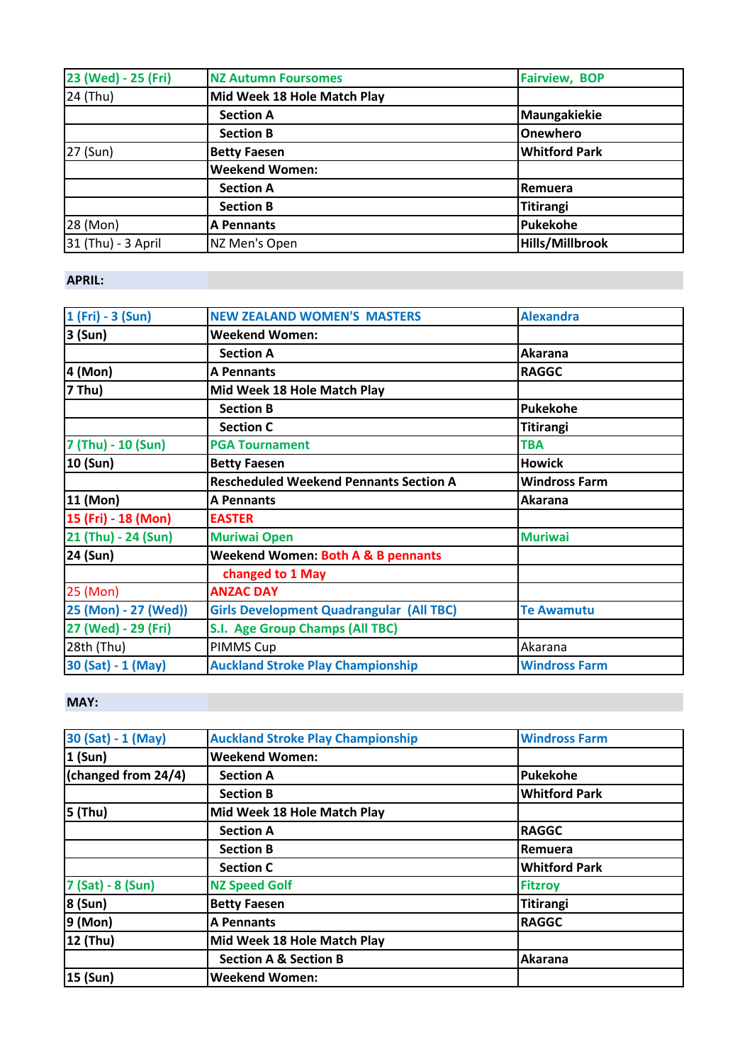| | | |
|---|---|---|
| 23 (Wed) - 25 (Fri) | NZ Autumn Foursomes | Fairview, BOP |
| 24 (Thu) | Mid Week 18 Hole Match Play | |
| | Section A | Maungakiekie |
| | Section B | Onewhero |
| 27 (Sun) | Betty Faesen | Whitford Park |
| | Weekend Women: | |
| | Section A | Remuera |
| | Section B | Titirangi |
| 28 (Mon) | A Pennants | Pukekohe |
| 31 (Thu) - 3 April | NZ Men's Open | Hills/Millbrook |

**APRIL:**

| | | |
|---|---|---|
| 1 (Fri) - 3 (Sun) | NEW ZEALAND WOMEN'S MASTERS | Alexandra |
| 3 (Sun) | Weekend Women: | |
| | Section A | Akarana |
| 4 (Mon) | A Pennants | RAGGC |
| 7 Thu) | Mid Week 18 Hole Match Play | |
| | Section B | Pukekohe |
| | Section C | Titirangi |
| 7 (Thu) - 10 (Sun) | PGA Tournament | TBA |
| 10 (Sun) | Betty Faesen | Howick |
| | Rescheduled Weekend Pennants Section A | Windross Farm |
| 11 (Mon) | A Pennants | Akarana |
| 15 (Fri) - 18 (Mon) | EASTER | |
| 21 (Thu) - 24 (Sun) | Muriwai Open | Muriwai |
| 24 (Sun) | Weekend Women: Both A & B pennants | |
| | changed to 1 May | |
| 25 (Mon) | ANZAC DAY | |
| 25 (Mon) - 27 (Wed)) | Girls Development Quadrangular (All TBC) | Te Awamutu |
| 27 (Wed) - 29 (Fri) | S.I. Age Group Champs (All TBC) | |
| 28th (Thu) | PIMMS Cup | Akarana |
| 30 (Sat) - 1 (May) | Auckland Stroke Play Championship | Windross Farm |

**MAY:**

| | | |
|---|---|---|
| 30 (Sat) - 1 (May) | Auckland Stroke Play Championship | Windross Farm |
| 1 (Sun) | Weekend Women: | |
| (changed from 24/4) | Section A | Pukekohe |
| | Section B | Whitford Park |
| 5 (Thu) | Mid Week 18 Hole Match Play | |
| | Section A | RAGGC |
| | Section B | Remuera |
| | Section C | Whitford Park |
| 7 (Sat) - 8 (Sun) | NZ Speed Golf | Fitzroy |
| 8 (Sun) | Betty Faesen | Titirangi |
| 9 (Mon) | A Pennants | RAGGC |
| 12 (Thu) | Mid Week 18 Hole Match Play | |
| | Section A & Section B | Akarana |
| 15 (Sun) | Weekend Women: | |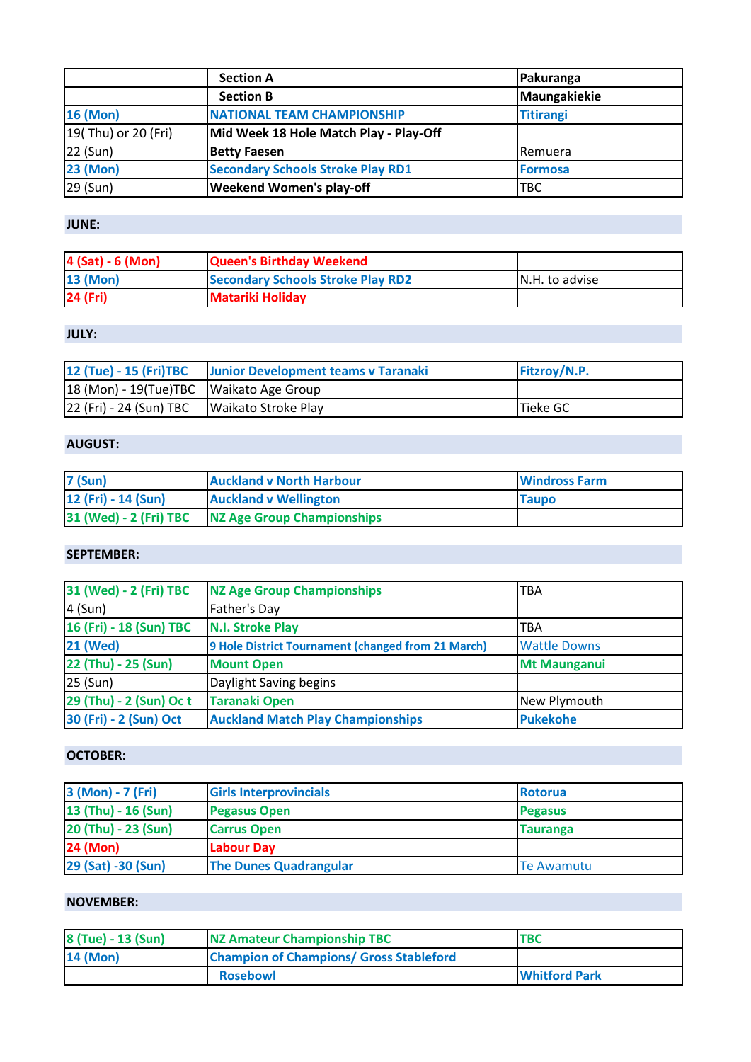| | Section A | Pakuranga |
|---|---|---|
| | Section B | Maungakiekie |
| 16 (Mon) | NATIONAL TEAM CHAMPIONSHIP | Titirangi |
| 19( Thu) or 20 (Fri) | Mid Week 18 Hole Match Play - Play-Off | |
| 22 (Sun) | Betty Faesen | Remuera |
| 23 (Mon) | Secondary Schools Stroke Play RD1 | Formosa |
| 29 (Sun) | Weekend Women's play-off | TBC |

## JUNE:

| | | |
|---|---|---|
| 4 (Sat) - 6 (Mon) | Queen's Birthday Weekend | |
| 13 (Mon) | Secondary Schools Stroke Play RD2 | N.H. to advise |
| 24 (Fri) | Matariki Holiday | |

## JULY:

| | | |
|---|---|---|
| 12 (Tue) - 15 (Fri)TBC | Junior Development teams v Taranaki | Fitzroy/N.P. |
| 18 (Mon) - 19(Tue)TBC | Waikato Age Group | |
| 22 (Fri) - 24 (Sun) TBC | Waikato Stroke Play | Tieke GC |

## AUGUST:

| | | |
|---|---|---|
| 7 (Sun) | Auckland v North Harbour | Windross Farm |
| 12 (Fri) - 14 (Sun) | Auckland v Wellington | Taupo |
| 31 (Wed) - 2 (Fri) TBC | NZ Age Group Championships | |

## SEPTEMBER:

| | | |
|---|---|---|
| 31 (Wed) - 2 (Fri) TBC | NZ Age Group Championships | TBA |
| 4 (Sun) | Father's Day | |
| 16 (Fri) - 18 (Sun) TBC | N.I. Stroke Play | TBA |
| 21 (Wed) | 9 Hole District Tournament (changed from 21 March) | Wattle Downs |
| 22 (Thu) - 25 (Sun) | Mount Open | Mt Maunganui |
| 25 (Sun) | Daylight Saving begins | |
| 29 (Thu) - 2 (Sun) Oc t | Taranaki Open | New Plymouth |
| 30 (Fri) - 2 (Sun) Oct | Auckland Match Play Championships | Pukekohe |

## OCTOBER:

| | | |
|---|---|---|
| 3 (Mon) - 7 (Fri) | Girls Interprovincials | Rotorua |
| 13 (Thu) - 16 (Sun) | Pegasus Open | Pegasus |
| 20 (Thu) - 23 (Sun) | Carrus Open | Tauranga |
| 24 (Mon) | Labour Day | |
| 29 (Sat) -30 (Sun) | The Dunes Quadrangular | Te Awamutu |

## NOVEMBER:

| | | |
|---|---|---|
| 8 (Tue) - 13 (Sun) | NZ Amateur Championship TBC | TBC |
| 14 (Mon) | Champion of Champions/ Gross Stableford | |
| | Rosebowl | Whitford Park |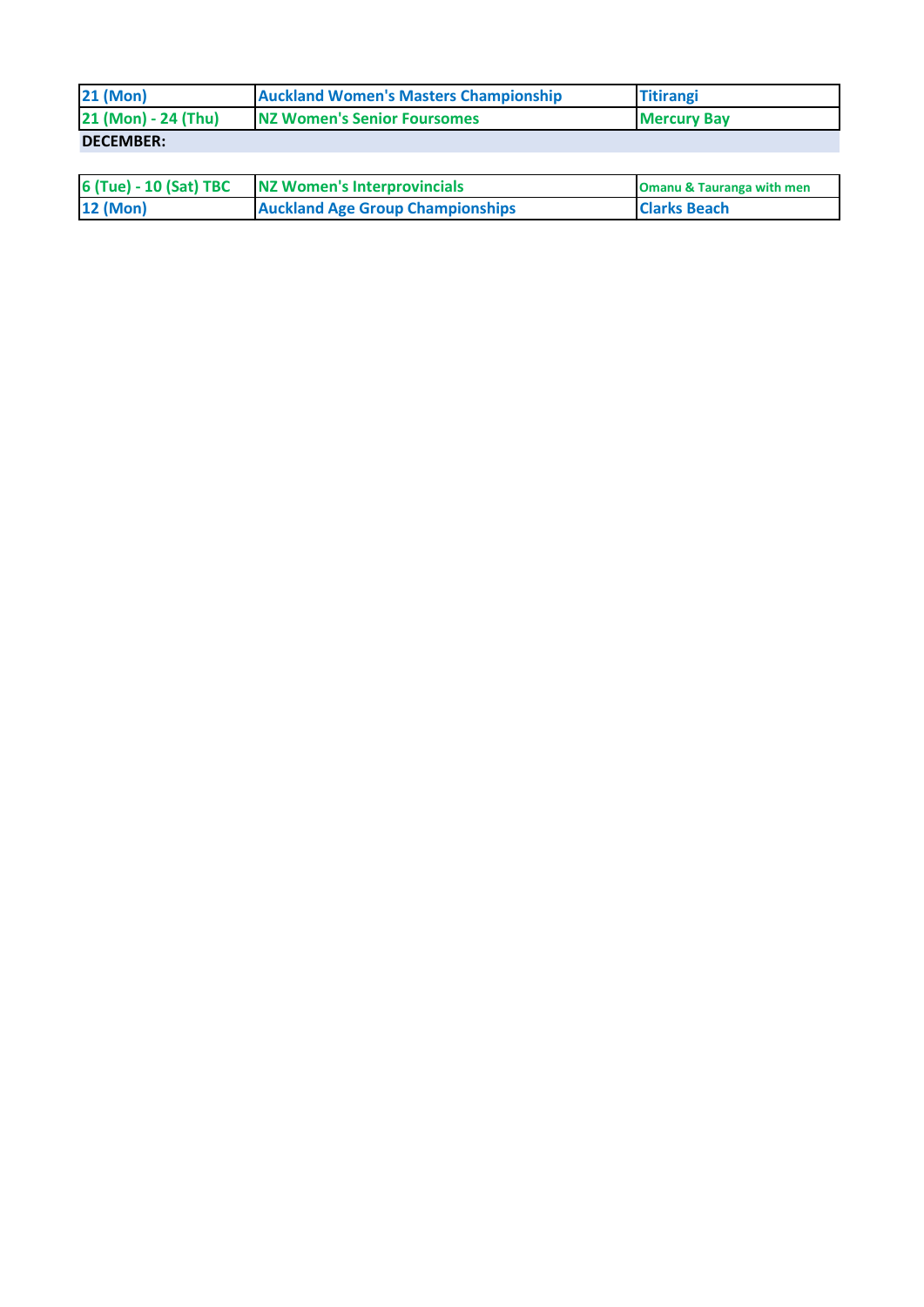| | | |
|---|---|---|
| 21 (Mon) | Auckland Women's Masters Championship | Titirangi |
| 21 (Mon) - 24 (Thu) | NZ Women's Senior Foursomes | Mercury Bay |

**DECEMBER:**

| | | |
|---|---|---|
| 6 (Tue) - 10 (Sat) TBC | NZ Women's Interprovincials | Omanu & Tauranga with men |
| 12 (Mon) | Auckland Age Group Championships | Clarks Beach |